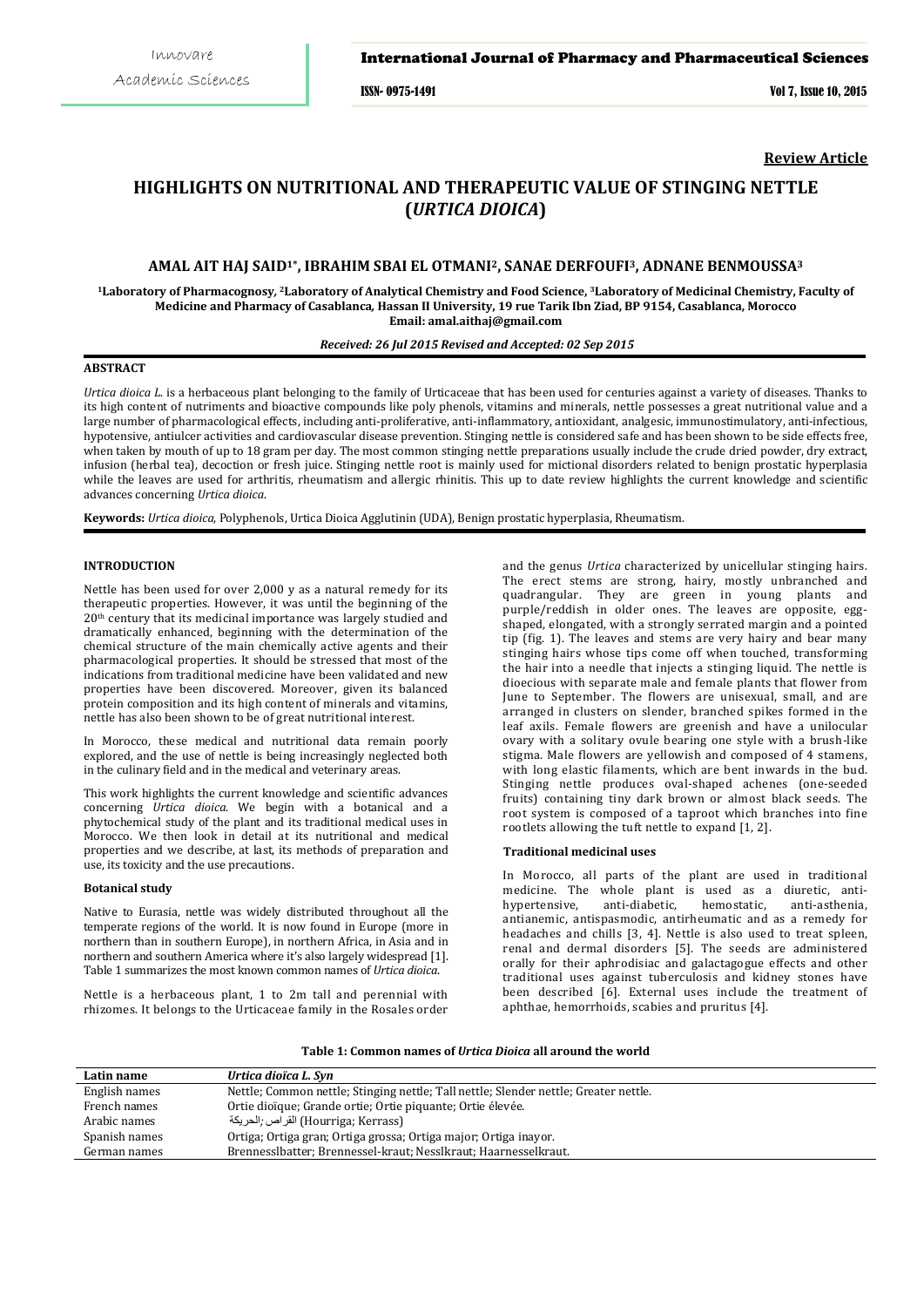**Review Article**

# HIGHLIGHTS ON NUTRITIONAL AND THERAPEUTIC VALUE OF STINGING NETTLE (*URTICA DIOICA*)

**AMAL AIT HAJ SAID[1*], IBRAHIM SBAI EL OTMANI[2], SANAE DERFOUFI[3], ADNANE BENMOUSSA[3]**

[1]Laboratory of Pharmacognosy, [2]Laboratory of Analytical Chemistry and Food Science, [3]Laboratory of Medicinal Chemistry, Faculty of Medicine and Pharmacy of Casablanca, Hassan II University, 19 rue Tarik Ibn Ziad, BP 9154, Casablanca, Morocco
Email: amal.aithaj@gmail.com

*Received: 26 Jul 2015 Revised and Accepted: 02 Sep 2015*

## ABSTRACT

*Urtica dioica L.* is a herbaceous plant belonging to the family of Urticaceae that has been used for centuries against a variety of diseases. Thanks to its high content of nutriments and bioactive compounds like poly phenols, vitamins and minerals, nettle possesses a great nutritional value and a large number of pharmacological effects, including anti-proliferative, anti-inflammatory, antioxidant, analgesic, immunostimulatory, anti-infectious, hypotensive, antiulcer activities and cardiovascular disease prevention. Stinging nettle is considered safe and has been shown to be side effects free, when taken by mouth of up to 18 gram per day. The most common stinging nettle preparations usually include the crude dried powder, dry extract, infusion (herbal tea), decoction or fresh juice. Stinging nettle root is mainly used for mictional disorders related to benign prostatic hyperplasia while the leaves are used for arthritis, rheumatism and allergic rhinitis. This up to date review highlights the current knowledge and scientific advances concerning *Urtica dioica*.

**Keywords:** *Urtica dioica*, Polyphenols, Urtica Dioica Agglutinin (UDA), Benign prostatic hyperplasia, Rheumatism.

## INTRODUCTION

Nettle has been used for over 2,000 y as a natural remedy for its therapeutic properties. However, it was until the beginning of the 20[th] century that its medicinal importance was largely studied and dramatically enhanced, beginning with the determination of the chemical structure of the main chemically active agents and their pharmacological properties. It should be stressed that most of the indications from traditional medicine have been validated and new properties have been discovered. Moreover, given its balanced protein composition and its high content of minerals and vitamins, nettle has also been shown to be of great nutritional interest.

In Morocco, these medical and nutritional data remain poorly explored, and the use of nettle is being increasingly neglected both in the culinary field and in the medical and veterinary areas.

This work highlights the current knowledge and scientific advances concerning *Urtica dioica*. We begin with a botanical and a phytochemical study of the plant and its traditional medical uses in Morocco. We then look in detail at its nutritional and medical properties and we describe, at last, its methods of preparation and use, its toxicity and the use precautions.

### Botanical study

Native to Eurasia, nettle was widely distributed throughout all the temperate regions of the world. It is now found in Europe (more in northern than in southern Europe), in northern Africa, in Asia and in northern and southern America where it's also largely widespread [1]. Table 1 summarizes the most known common names of *Urtica dioica*.

Nettle is a herbaceous plant, 1 to 2m tall and perennial with rhizomes. It belongs to the Urticaceae family in the Rosales order and the genus *Urtica* characterized by unicellular stinging hairs. The erect stems are strong, hairy, mostly unbranched and quadrangular. They are green in young plants and purple/reddish in older ones. The leaves are opposite, egg-shaped, elongated, with a strongly serrated margin and a pointed tip (fig. 1). The leaves and stems are very hairy and bear many stinging hairs whose tips come off when touched, transforming the hair into a needle that injects a stinging liquid. The nettle is dioecious with separate male and female plants that flower from June to September. The flowers are unisexual, small, and are arranged in clusters on slender, branched spikes formed in the leaf axils. Female flowers are greenish and have a unilocular ovary with a solitary ovule bearing one style with a brush-like stigma. Male flowers are yellowish and composed of 4 stamens, with long elastic filaments, which are bent inwards in the bud. Stinging nettle produces oval-shaped achenes (one-seeded fruits) containing tiny dark brown or almost black seeds. The root system is composed of a taproot which branches into fine rootlets allowing the tuft nettle to expand [1, 2].

### Traditional medicinal uses

In Morocco, all parts of the plant are used in traditional medicine. The whole plant is used as a diuretic, anti-hypertensive, anti-diabetic, hemostatic, anti-asthenia, antianemic, antispasmodic, antirheumatic and as a remedy for headaches and chills [3, 4]. Nettle is also used to treat spleen, renal and dermal disorders [5]. The seeds are administered orally for their aphrodisiac and galactagogue effects and other traditional uses against tuberculosis and kidney stones have been described [6]. External uses include the treatment of aphthae, hemorrhoids, scabies and pruritus [4].

**Table 1: Common names of *Urtica Dioica* all around the world**

| Latin name | *Urtica dioïca L. Syn* |
|---|---|
| English names | Nettle; Common nettle; Stinging nettle; Tall nettle; Slender nettle; Greater nettle. |
| French names | Ortie dioïque; Grande ortie; Ortie piquante; Ortie élevée. |
| Arabic names | القراص ;الحريكة (Hourriga; Kerrass) |
| Spanish names | Ortiga; Ortiga gran; Ortiga grossa; Ortiga major; Ortiga inayor. |
| German names | Brennesslbatter; Brennessel-kraut; Nesslkraut; Haarnesselkraut. |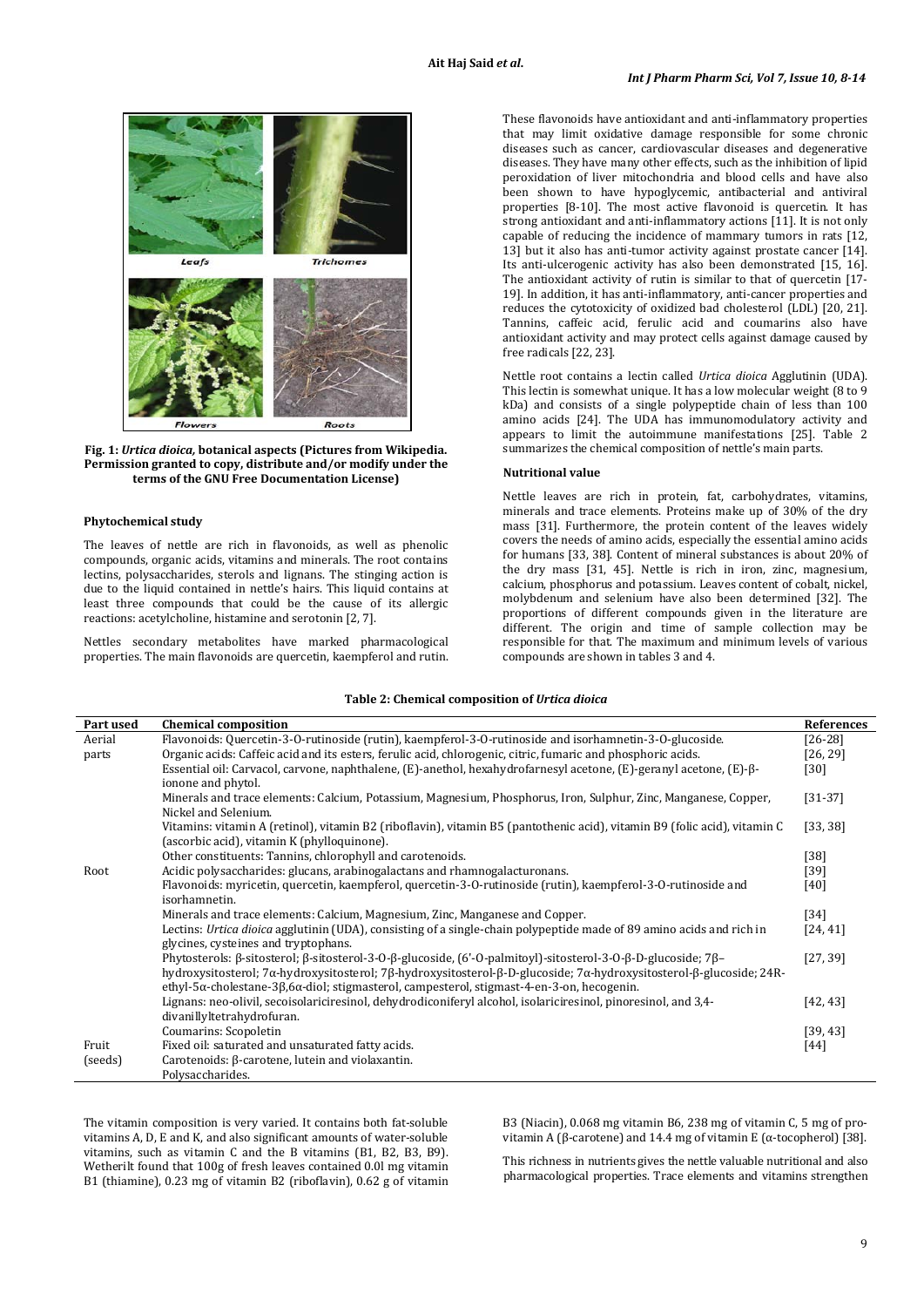Fig. 1: *Urtica dioica,* botanical aspects (Pictures from Wikipedia. Permission granted to copy, distribute and/or modify under the terms of the GNU Free Documentation License)

### Phytochemical study

The leaves of nettle are rich in flavonoids, as well as phenolic compounds, organic acids, vitamins and minerals. The root contains lectins, polysaccharides, sterols and lignans. The stinging action is due to the liquid contained in nettle's hairs. This liquid contains at least three compounds that could be the cause of its allergic reactions: acetylcholine, histamine and serotonin [2, 7].

Nettles secondary metabolites have marked pharmacological properties. The main flavonoids are quercetin, kaempferol and rutin. These flavonoids have antioxidant and anti-inflammatory properties that may limit oxidative damage responsible for some chronic diseases such as cancer, cardiovascular diseases and degenerative diseases. They have many other effects, such as the inhibition of lipid peroxidation of liver mitochondria and blood cells and have also been shown to have hypoglycemic, antibacterial and antiviral properties [8-10]. The most active flavonoid is quercetin. It has strong antioxidant and anti-inflammatory actions [11]. It is not only capable of reducing the incidence of mammary tumors in rats [12, 13] but it also has anti-tumor activity against prostate cancer [14]. Its anti-ulcerogenic activity has also been demonstrated [15, 16]. The antioxidant activity of rutin is similar to that of quercetin [17-19]. In addition, it has anti-inflammatory, anti-cancer properties and reduces the cytotoxicity of oxidized bad cholesterol (LDL) [20, 21]. Tannins, caffeic acid, ferulic acid and coumarins also have antioxidant activity and may protect cells against damage caused by free radicals [22, 23].

Nettle root contains a lectin called *Urtica dioica* Agglutinin (UDA). This lectin is somewhat unique. It has a low molecular weight (8 to 9 kDa) and consists of a single polypeptide chain of less than 100 amino acids [24]. The UDA has immunomodulatory activity and appears to limit the autoimmune manifestations [25]. Table 2 summarizes the chemical composition of nettle's main parts.

### Nutritional value

Nettle leaves are rich in protein, fat, carbohydrates, vitamins, minerals and trace elements. Proteins make up of 30% of the dry mass [31]. Furthermore, the protein content of the leaves widely covers the needs of amino acids, especially the essential amino acids for humans [33, 38]. Content of mineral substances is about 20% of the dry mass [31, 45]. Nettle is rich in iron, zinc, magnesium, calcium, phosphorus and potassium. Leaves content of cobalt, nickel, molybdenum and selenium have also been determined [32]. The proportions of different compounds given in the literature are different. The origin and time of sample collection may be responsible for that. The maximum and minimum levels of various compounds are shown in tables 3 and 4.

**Table 2: Chemical composition of *Urtica dioica***

| Part used | Chemical composition | References |
|---|---|---|
| Aerial parts | Flavonoids: Quercetin-3-O-rutinoside (rutin), kaempferol-3-O-rutinoside and isorhamnetin-3-O-glucoside. | [26-28] |
| | Organic acids: Caffeic acid and its esters, ferulic acid, chlorogenic, citric, fumaric and phosphoric acids. | [26, 29] |
| | Essential oil: Carvacol, carvone, naphthalene, (E)-anethol, hexahydrofarnesyl acetone, (E)-geranyl acetone, (E)-β-ionone and phytol. | [30] |
| | Minerals and trace elements: Calcium, Potassium, Magnesium, Phosphorus, Iron, Sulphur, Zinc, Manganese, Copper, Nickel and Selenium. | [31-37] |
| | Vitamins: vitamin A (retinol), vitamin B2 (riboflavin), vitamin B5 (pantothenic acid), vitamin B9 (folic acid), vitamin C (ascorbic acid), vitamin K (phylloquinone). | [33, 38] |
| | Other constituents: Tannins, chlorophyll and carotenoids. | [38] |
| Root | Acidic polysaccharides: glucans, arabinogalactans and rhamnogalacturonans. | [39] |
| | Flavonoids: myricetin, quercetin, kaempferol, quercetin-3-O-rutinoside (rutin), kaempferol-3-O-rutinoside and isorhamnetin. | [40] |
| | Minerals and trace elements: Calcium, Magnesium, Zinc, Manganese and Copper. | [34] |
| | Lectins: *Urtica dioica* agglutinin (UDA), consisting of a single-chain polypeptide made of 89 amino acids and rich in glycines, cysteines and tryptophans. | [24, 41] |
| | Phytosterols: β-sitosterol; β-sitosterol-3-O-β-glucoside, (6'-O-palmitoyl)-sitosterol-3-O-β-D-glucoside; 7β–hydroxysitosterol; 7α-hydroxysitosterol; 7β-hydroxysitosterol-β-D-glucoside; 7α-hydroxysitosterol-β-glucoside; 24R-ethyl-5α-cholestane-3β,6α-diol; stigmasterol, campesterol, stigmast-4-en-3-on, hecogenin. | [27, 39] |
| | Lignans: neo-olivil, secoisolariciresinol, dehydrodiconiferyl alcohol, isolariciresinol, pinoresinol, and 3,4-divanillyltetrahydrofuran. | [42, 43] |
| | Coumarins: Scopoletin | [39, 43] |
| Fruit (seeds) | Fixed oil: saturated and unsaturated fatty acids. | [44] |
| | Carotenoids: β-carotene, lutein and violaxanthin. | |
| | Polysaccharides. | |

The vitamin composition is very varied. It contains both fat-soluble vitamins A, D, E and K, and also significant amounts of water-soluble vitamins, such as vitamin C and the B vitamins (B1, B2, B3, B9). Wetherilt found that 100g of fresh leaves contained 0.0l mg vitamin B1 (thiamine), 0.23 mg of vitamin B2 (riboflavin), 0.62 g of vitamin B3 (Niacin), 0.068 mg vitamin B6, 238 mg of vitamin C, 5 mg of pro-vitamin A (β-carotene) and 14.4 mg of vitamin E (α-tocopherol) [38].

This richness in nutrients gives the nettle valuable nutritional and also pharmacological properties. Trace elements and vitamins strengthen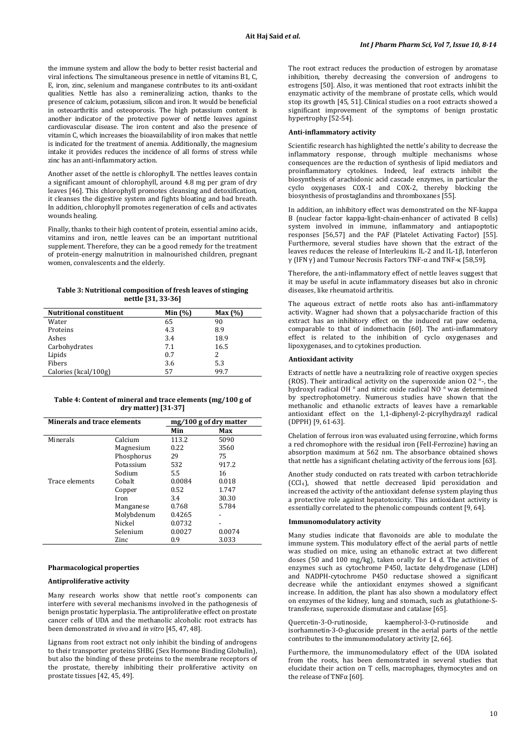the immune system and allow the body to better resist bacterial and viral infections. The simultaneous presence in nettle of vitamins B1, C, E, iron, zinc, selenium and manganese contributes to its anti-oxidant qualities. Nettle has also a remineralizing action, thanks to the presence of calcium, potassium, silicon and iron. It would be beneficial in osteoarthritis and osteoporosis. The high potassium content is another indicator of the protective power of nettle leaves against cardiovascular disease. The iron content and also the presence of vitamin C, which increases the bioavailability of iron makes that nettle is indicated for the treatment of anemia. Additionally, the magnesium intake it provides reduces the incidence of all forms of stress while zinc has an anti-inflammatory action.

Another asset of the nettle is chlorophyll. The nettles leaves contain a significant amount of chlorophyll, around 4.8 mg per gram of dry leaves [46]. This chlorophyll promotes cleansing and detoxification, it cleanses the digestive system and fights bloating and bad breath. In addition, chlorophyll promotes regeneration of cells and activates wounds healing.

Finally, thanks to their high content of protein, essential amino acids, vitamins and iron, nettle leaves can be an important nutritional supplement. Therefore, they can be a good remedy for the treatment of protein-energy malnutrition in malnourished children, pregnant women, convalescents and the elderly.

**Table 3: Nutritional composition of fresh leaves of stinging nettle [31, 33-36]**

| Nutritional constituent | Min (%) | Max (%) |
|---|---|---|
| Water | 65 | 90 |
| Proteins | 4.3 | 8.9 |
| Ashes | 3.4 | 18.9 |
| Carbohydrates | 7.1 | 16.5 |
| Lipids | 0.7 | 2 |
| Fibers | 3.6 | 5.3 |
| Calories (kcal/100g) | 57 | 99.7 |

**Table 4: Content of mineral and trace elements (mg/100 g of dry matter) [31-37]**

| Minerals and trace elements | | mg/100 g of dry matter | |
|---|---|---|---|
| | | Min | Max |
| Minerals | Calcium | 113.2 | 5090 |
| | Magnesium | 0.22 | 3560 |
| | Phosphorus | 29 | 75 |
| | Potassium | 532 | 917.2 |
| | Sodium | 5.5 | 16 |
| Trace elements | Cobalt | 0.0084 | 0.018 |
| | Copper | 0.52 | 1.747 |
| | Iron | 3.4 | 30.30 |
| | Manganese | 0.768 | 5.784 |
| | Molybdenum | 0.4265 | - |
| | Nickel | 0.0732 | - |
| | Selenium | 0.0027 | 0.0074 |
| | Zinc | 0.9 | 3.033 |

## Pharmacological properties

### Antiproliferative activity

Many research works show that nettle root's components can interfere with several mechanisms involved in the pathogenesis of benign prostatic hyperplasia. The antiproliferative effect on prostate cancer cells of UDA and the methanolic alcoholic root extracts has been demonstrated *in vivo* and *in vitro* [45, 47, 48].

Lignans from root extract not only inhibit the binding of androgens to their transporter proteins SHBG (Sex Hormone Binding Globulin), but also the binding of these proteins to the membrane receptors of the prostate, thereby inhibiting their proliferative activity on prostate tissues [42, 45, 49].

The root extract reduces the production of estrogen by aromatase inhibition, thereby decreasing the conversion of androgens to estrogens [50]. Also, it was mentioned that root extracts inhibit the enzymatic activity of the membrane of prostate cells, which would stop its growth [45, 51]. Clinical studies on a root extracts showed a significant improvement of the symptoms of benign prostatic hypertrophy [52-54].

### Anti-inflammatory activity

Scientific research has highlighted the nettle's ability to decrease the inflammatory response, through multiple mechanisms whose consequences are the reduction of synthesis of lipid mediators and proinflammatory cytokines. Indeed, leaf extracts inhibit the biosynthesis of arachidonic acid cascade enzymes, in particular the cyclo oxygenases COX-1 and COX-2, thereby blocking the biosynthesis of prostaglandins and thromboxanes [55].

In addition, an inhibitory effect was demonstrated on the NF-kappa B (nuclear factor kappa-light-chain-enhancer of activated B cells) system involved in immune, inflammatory and antiapoptotic responses [56,57] and the PAF (Platelet Activating Factor) [55]. Furthermore, several studies have shown that the extract of the leaves reduces the release of Interleukins IL-2 and IL-1β, Interferon γ (IFN γ) and Tumour Necrosis Factors TNF-α and TNF-κ [58,59].

Therefore, the anti-inflammatory effect of nettle leaves suggest that it may be useful in acute inflammatory diseases but also in chronic diseases, like rheumatoid arthritis.

The aqueous extract of nettle roots also has anti-inflammatory activity. Wagner had shown that a polysaccharide fraction of this extract has an inhibitory effect on the induced rat paw oedema, comparable to that of indomethacin [60]. The anti-inflammatory effect is related to the inhibition of cyclo oxygenases and lipoxygenases, and to cytokines production.

### Antioxidant activity

Extracts of nettle have a neutralizing role of reactive oxygen species (ROS). Their antiradical activity on the superoxide anion O2 °-, the hydroxyl radical OH ° and nitric oxide radical NO ° was determined by spectrophotometry. Numerous studies have shown that the methanolic and ethanolic extracts of leaves have a remarkable antioxidant effect on the 1,1-diphenyl-2-picrylhydrazyl radical (DPPH) [9, 61-63].

Chelation of ferrous iron was evaluated using ferrozine, which forms a red chromophore with the residual iron (FeII-Ferrozine) having an absorption maximum at 562 nm. The absorbance obtained shows that nettle has a significant chelating activity of the ferrous ions [63].

Another study conducted on rats treated with carbon tetrachloride ($CCl_4$), showed that nettle decreased lipid peroxidation and increased the activity of the antioxidant defense system playing thus a protective role against hepatotoxicity. This antioxidant activity is essentially correlated to the phenolic compounds content [9, 64].

### Immunomodulatory activity

Many studies indicate that flavonoids are able to modulate the immune system. This modulatory effect of the aerial parts of nettle was studied on mice, using an ethanolic extract at two different doses (50 and 100 mg/kg), taken orally for 14 d. The activities of enzymes such as cytochrome P450, lactate dehydrogenase (LDH) and NADPH-cytochrome P450 reductase showed a significant decrease while the antioxidant enzymes showed a significant increase. In addition, the plant has also shown a modulatory effect on enzymes of the kidney, lung and stomach, such as glutathione-S-transferase, superoxide dismutase and catalase [65].

Quercetin-3-O-rutinoside, kaempherol-3-O-rutinoside and isorhamnetin-3-O-glucoside present in the aerial parts of the nettle contributes to the immunomodulatory activity [2, 66].

Furthermore, the immunomodulatory effect of the UDA isolated from the roots, has been demonstrated in several studies that elucidate their action on T cells, macrophages, thymocytes and on the release of TNFα [60].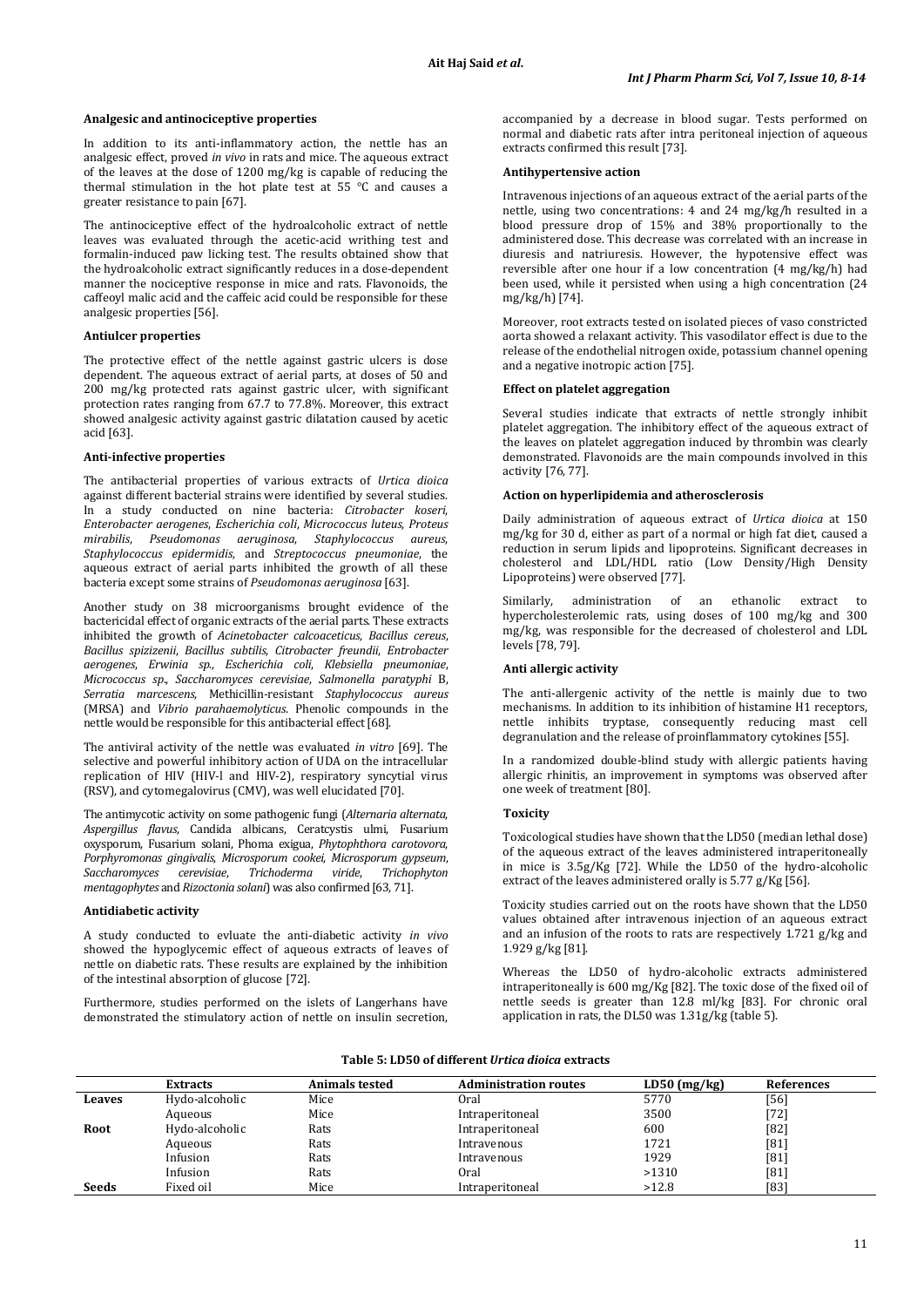### Analgesic and antinociceptive properties

In addition to its anti-inflammatory action, the nettle has an analgesic effect, proved *in vivo* in rats and mice. The aqueous extract of the leaves at the dose of 1200 mg/kg is capable of reducing the thermal stimulation in the hot plate test at 55 °C and causes a greater resistance to pain [67].

The antinociceptive effect of the hydroalcoholic extract of nettle leaves was evaluated through the acetic-acid writhing test and formalin-induced paw licking test. The results obtained show that the hydroalcoholic extract significantly reduces in a dose-dependent manner the nociceptive response in mice and rats. Flavonoids, the caffeoyl malic acid and the caffeic acid could be responsible for these analgesic properties [56].

### Antiulcer properties

The protective effect of the nettle against gastric ulcers is dose dependent. The aqueous extract of aerial parts, at doses of 50 and 200 mg/kg protected rats against gastric ulcer, with significant protection rates ranging from 67.7 to 77.8%. Moreover, this extract showed analgesic activity against gastric dilatation caused by acetic acid [63].

### Anti-infective properties

The antibacterial properties of various extracts of *Urtica dioica* against different bacterial strains were identified by several studies. In a study conducted on nine bacteria: *Citrobacter koseri*, *Enterobacter aerogenes*, *Escherichia coli*, *Micrococcus luteus*, *Proteus mirabilis*, *Pseudomonas aeruginosa*, *Staphylococcus aureus*, *Staphylococcus epidermidis*, and *Streptococcus pneumoniae*, the aqueous extract of aerial parts inhibited the growth of all these bacteria except some strains of *Pseudomonas aeruginosa* [63].

Another study on 38 microorganisms brought evidence of the bactericidal effect of organic extracts of the aerial parts. These extracts inhibited the growth of *Acinetobacter calcoaceticus*, *Bacillus cereus*, *Bacillus spizizenii*, *Bacillus subtilis*, *Citrobacter freundii*, *Entrobacter aerogenes*, *Erwinia sp.*, *Escherichia coli*, *Klebsiella pneumoniae*, *Micrococcus sp*., *Saccharomyces cerevisiae*, *Salmonella paratyphi* B, *Serratia marcescens*, Methicillin-resistant *Staphylococcus aureus* (MRSA) and *Vibrio parahaemolyticus*. Phenolic compounds in the nettle would be responsible for this antibacterial effect [68].

The antiviral activity of the nettle was evaluated *in vitro* [69]. The selective and powerful inhibitory action of UDA on the intracellular replication of HIV (HIV-l and HIV-2), respiratory syncytial virus (RSV), and cytomegalovirus (CMV), was well elucidated [70].

The antimycotic activity on some pathogenic fungi (*Alternaria alternata*, *Aspergillus flavus*, Candida albicans, Ceratcystis ulmi, Fusarium oxysporum, Fusarium solani, Phoma exigua, *Phytophthora carotovora*, *Porphyromonas gingivalis*, *Microsporum cookei*, *Microsporum gypseum*, *Saccharomyces cerevisiae*, *Trichoderma viride*, *Trichophyton mentagophytes* and *Rizoctonia solani*) was also confirmed [63, 71].

### Antidiabetic activity

A study conducted to evluate the anti-diabetic activity *in vivo* showed the hypoglycemic effect of aqueous extracts of leaves of nettle on diabetic rats. These results are explained by the inhibition of the intestinal absorption of glucose [72].

Furthermore, studies performed on the islets of Langerhans have demonstrated the stimulatory action of nettle on insulin secretion, accompanied by a decrease in blood sugar. Tests performed on normal and diabetic rats after intra peritoneal injection of aqueous extracts confirmed this result [73].

### Antihypertensive action

Intravenous injections of an aqueous extract of the aerial parts of the nettle, using two concentrations: 4 and 24 mg/kg/h resulted in a blood pressure drop of 15% and 38% proportionally to the administered dose. This decrease was correlated with an increase in diuresis and natriuresis. However, the hypotensive effect was reversible after one hour if a low concentration (4 mg/kg/h) had been used, while it persisted when using a high concentration (24 mg/kg/h) [74].

Moreover, root extracts tested on isolated pieces of vaso constricted aorta showed a relaxant activity. This vasodilator effect is due to the release of the endothelial nitrogen oxide, potassium channel opening and a negative inotropic action [75].

### Effect on platelet aggregation

Several studies indicate that extracts of nettle strongly inhibit platelet aggregation. The inhibitory effect of the aqueous extract of the leaves on platelet aggregation induced by thrombin was clearly demonstrated. Flavonoids are the main compounds involved in this activity [76, 77].

### Action on hyperlipidemia and atherosclerosis

Daily administration of aqueous extract of *Urtica dioica* at 150 mg/kg for 30 d, either as part of a normal or high fat diet, caused a reduction in serum lipids and lipoproteins. Significant decreases in cholesterol and LDL/HDL ratio (Low Density/High Density Lipoproteins) were observed [77].

Similarly, administration of an ethanolic extract to hypercholesterolemic rats, using doses of 100 mg/kg and 300 mg/kg, was responsible for the decreased of cholesterol and LDL levels [78, 79].

### Anti allergic activity

The anti-allergenic activity of the nettle is mainly due to two mechanisms. In addition to its inhibition of histamine H1 receptors, nettle inhibits tryptase, consequently reducing mast cell degranulation and the release of proinflammatory cytokines [55].

In a randomized double-blind study with allergic patients having allergic rhinitis, an improvement in symptoms was observed after one week of treatment [80].

### Toxicity

Toxicological studies have shown that the LD50 (median lethal dose) of the aqueous extract of the leaves administered intraperitoneally in mice is 3.5g/Kg [72]. While the LD50 of the hydro-alcoholic extract of the leaves administered orally is 5.77 g/Kg [56].

Toxicity studies carried out on the roots have shown that the LD50 values obtained after intravenous injection of an aqueous extract and an infusion of the roots to rats are respectively 1.721 g/kg and 1.929 g/kg [81].

Whereas the LD50 of hydro-alcoholic extracts administered intraperitoneally is 600 mg/Kg [82]. The toxic dose of the fixed oil of nettle seeds is greater than 12.8 ml/kg [83]. For chronic oral application in rats, the DL50 was 1.31g/kg (table 5).

**Table 5: LD50 of different *Urtica dioica* extracts**

| | Extracts | Animals tested | Administration routes | LD50 (mg/kg) | References |
|---|---|---|---|---|---|
| **Leaves** | Hydo-alcoholic | Mice | Oral | 5770 | [56] |
| | Aqueous | Mice | Intraperitoneal | 3500 | [72] |
| **Root** | Hydo-alcoholic | Rats | Intraperitoneal | 600 | [82] |
| | Aqueous | Rats | Intravenous | 1721 | [81] |
| | Infusion | Rats | Intravenous | 1929 | [81] |
| | Infusion | Rats | Oral | >1310 | [81] |
| **Seeds** | Fixed oil | Mice | Intraperitoneal | >12.8 | [83] |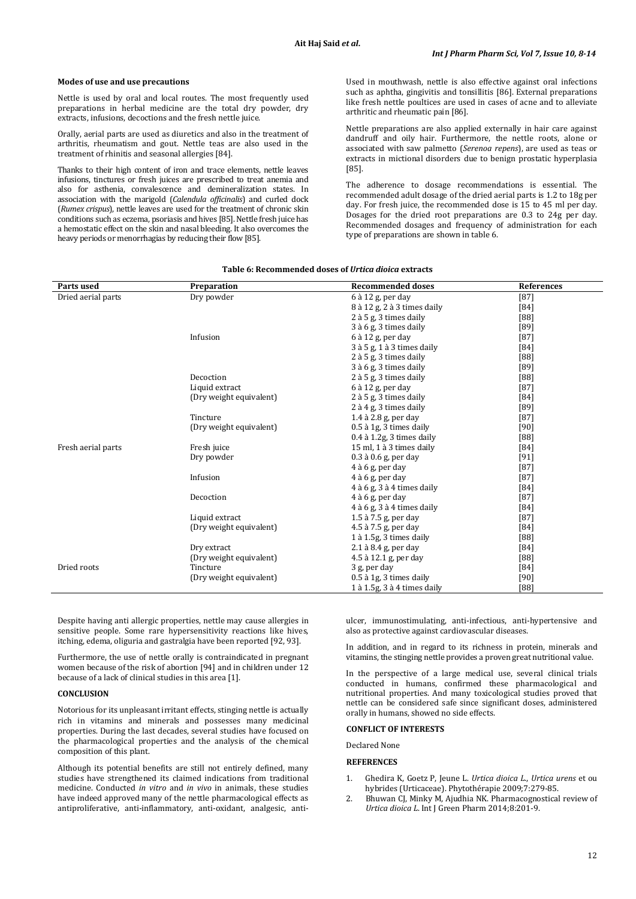### Modes of use and use precautions

Nettle is used by oral and local routes. The most frequently used preparations in herbal medicine are the total dry powder, dry extracts, infusions, decoctions and the fresh nettle juice.

Orally, aerial parts are used as diuretics and also in the treatment of arthritis, rheumatism and gout. Nettle teas are also used in the treatment of rhinitis and seasonal allergies [84].

Thanks to their high content of iron and trace elements, nettle leaves infusions, tinctures or fresh juices are prescribed to treat anemia and also for asthenia, convalescence and demineralization states. In association with the marigold (*Calendula officinalis*) and curled dock (*Rumex crispus*), nettle leaves are used for the treatment of chronic skin conditions such as eczema, psoriasis and hives [85]. Nettle fresh juice has a hemostatic effect on the skin and nasal bleeding. It also overcomes the heavy periods or menorrhagias by reducing their flow [85].

Used in mouthwash, nettle is also effective against oral infections such as aphtha, gingivitis and tonsillitis [86]. External preparations like fresh nettle poultices are used in cases of acne and to alleviate arthritic and rheumatic pain [86].

Nettle preparations are also applied externally in hair care against dandruff and oily hair. Furthermore, the nettle roots, alone or associated with saw palmetto (*Serenoa repens*), are used as teas or extracts in mictional disorders due to benign prostatic hyperplasia [85].

The adherence to dosage recommendations is essential. The recommended adult dosage of the dried aerial parts is 1.2 to 18g per day. For fresh juice, the recommended dose is 15 to 45 ml per day. Dosages for the dried root preparations are 0.3 to 24g per day. Recommended dosages and frequency of administration for each type of preparations are shown in table 6.

**Table 6: Recommended doses of *Urtica dioica* extracts**

| Parts used | Preparation | Recommended doses | References |
|---|---|---|---|
| Dried aerial parts | Dry powder | 6 à 12 g, per day | [87] |
| | | 8 à 12 g, 2 à 3 times daily | [84] |
| | | 2 à 5 g, 3 times daily | [88] |
| | | 3 à 6 g, 3 times daily | [89] |
| | Infusion | 6 à 12 g, per day | [87] |
| | | 3 à 5 g, 1 à 3 times daily | [84] |
| | | 2 à 5 g, 3 times daily | [88] |
| | | 3 à 6 g, 3 times daily | [89] |
| | Decoction | 2 à 5 g, 3 times daily | [88] |
| | Liquid extract | 6 à 12 g, per day | [87] |
| | (Dry weight equivalent) | 2 à 5 g, 3 times daily | [84] |
| | | 2 à 4 g, 3 times daily | [89] |
| | Tincture | 1.4 à 2.8 g, per day | [87] |
| | (Dry weight equivalent) | 0.5 à 1g, 3 times daily | [90] |
| | | 0.4 à 1.2g, 3 times daily | [88] |
| Fresh aerial parts | Fresh juice | 15 ml, 1 à 3 times daily | [84] |
| | Dry powder | 0.3 à 0.6 g, per day | [91] |
| | | 4 à 6 g, per day | [87] |
| | Infusion | 4 à 6 g, per day | [87] |
| | | 4 à 6 g, 3 à 4 times daily | [84] |
| | Decoction | 4 à 6 g, per day | [87] |
| | | 4 à 6 g, 3 à 4 times daily | [84] |
| | Liquid extract | 1.5 à 7.5 g, per day | [87] |
| | (Dry weight equivalent) | 4.5 à 7.5 g, per day | [84] |
| | | 1 à 1.5g, 3 times daily | [88] |
| | Dry extract | 2.1 à 8.4 g, per day | [84] |
| | (Dry weight equivalent) | 4.5 à 12.1 g, per day | [88] |
| Dried roots | Tincture | 3 g, per day | [84] |
| | (Dry weight equivalent) | 0.5 à 1g, 3 times daily | [90] |
| | | 1 à 1.5g, 3 à 4 times daily | [88] |

Despite having anti allergic properties, nettle may cause allergies in sensitive people. Some rare hypersensitivity reactions like hives, itching, edema, oliguria and gastralgia have been reported [92, 93].

Furthermore, the use of nettle orally is contraindicated in pregnant women because of the risk of abortion [94] and in children under 12 because of a lack of clinical studies in this area [1].

## CONCLUSION

Notorious for its unpleasant irritant effects, stinging nettle is actually rich in vitamins and minerals and possesses many medicinal properties. During the last decades, several studies have focused on the pharmacological properties and the analysis of the chemical composition of this plant.

Although its potential benefits are still not entirely defined, many studies have strengthened its claimed indications from traditional medicine. Conducted *in vitro* and *in vivo* in animals, these studies have indeed approved many of the nettle pharmacological effects as antiproliferative, anti-inflammatory, anti-oxidant, analgesic, anti-ulcer, immunostimulating, anti-infectious, anti-hypertensive and also as protective against cardiovascular diseases.

In addition, and in regard to its richness in protein, minerals and vitamins, the stinging nettle provides a proven great nutritional value.

In the perspective of a large medical use, several clinical trials conducted in humans, confirmed these pharmacological and nutritional properties. And many toxicological studies proved that nettle can be considered safe since significant doses, administered orally in humans, showed no side effects.

## CONFLICT OF INTERESTS

Declared None

## REFERENCES

1. Ghedira K, Goetz P, Jeune L. *Urtica dioica L., Urtica urens* et ou hybrides (Urticaceae). Phytothérapie 2009;7:279-85.
2. Bhuwan CJ, Minky M, Ajudhia NK. Pharmacognostical review of *Urtica dioica L*. Int J Green Pharm 2014;8:201-9.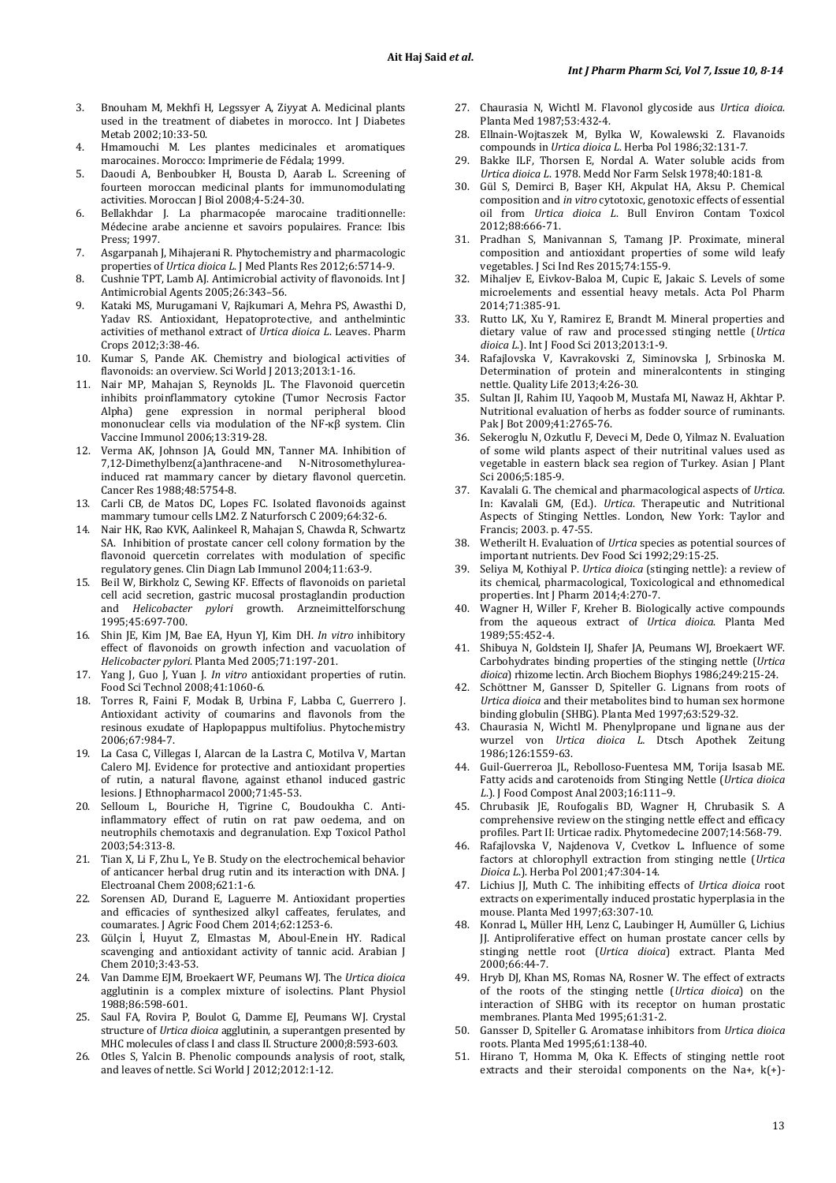3. Bnouham M, Mekhfi H, Legssyer A, Ziyyat A. Medicinal plants used in the treatment of diabetes in morocco. Int J Diabetes Metab 2002;10:33-50.
4. Hmamouchi M. Les plantes medicinales et aromatiques marocaines. Morocco: Imprimerie de Fédala; 1999.
5. Daoudi A, Benboubker H, Bousta D, Aarab L. Screening of fourteen moroccan medicinal plants for immunomodulating activities. Moroccan J Biol 2008;4-5:24-30.
6. Bellakhdar J. La pharmacopée marocaine traditionnelle: Médecine arabe ancienne et savoirs populaires. France: Ibis Press; 1997.
7. Asgarpanah J, Mihajerani R. Phytochemistry and pharmacologic properties of *Urtica dioica L*. J Med Plants Res 2012;6:5714-9.
8. Cushnie TPT, Lamb AJ. Antimicrobial activity of flavonoids. Int J Antimicrobial Agents 2005;26:343–56.
9. Kataki MS, Murugamani V, Rajkumari A, Mehra PS, Awasthi D, Yadav RS. Antioxidant, Hepatoprotective, and anthelmintic activities of methanol extract of *Urtica dioica L*. Leaves. Pharm Crops 2012;3:38-46.
10. Kumar S, Pande AK. Chemistry and biological activities of flavonoids: an overview. Sci World J 2013;2013:1-16.
11. Nair MP, Mahajan S, Reynolds JL. The Flavonoid quercetin inhibits proinflammatory cytokine (Tumor Necrosis Factor Alpha) gene expression in normal peripheral blood mononuclear cells via modulation of the NF-κβ system. Clin Vaccine Immunol 2006;13:319-28.
12. Verma AK, Johnson JA, Gould MN, Tanner MA. Inhibition of 7,12-Dimethylbenz(a)anthracene-and N-Nitrosomethylurea-induced rat mammary cancer by dietary flavonol quercetin. Cancer Res 1988;48:5754-8.
13. Carli CB, de Matos DC, Lopes FC. Isolated flavonoids against mammary tumour cells LM2. Z Naturforsch C 2009;64:32-6.
14. Nair HK, Rao KVK, Aalinkeel R, Mahajan S, Chawda R, Schwartz SA. Inhibition of prostate cancer cell colony formation by the flavonoid quercetin correlates with modulation of specific regulatory genes. Clin Diagn Lab Immunol 2004;11:63-9.
15. Beil W, Birkholz C, Sewing KF. Effects of flavonoids on parietal cell acid secretion, gastric mucosal prostaglandin production and *Helicobacter pylori* growth. Arzneimittelforschung 1995;45:697-700.
16. Shin JE, Kim JM, Bae EA, Hyun YJ, Kim DH. *In vitro* inhibitory effect of flavonoids on growth infection and vacuolation of *Helicobacter pylori*. Planta Med 2005;71:197-201.
17. Yang J, Guo J, Yuan J. *In vitro* antioxidant properties of rutin. Food Sci Technol 2008;41:1060-6.
18. Torres R, Faini F, Modak B, Urbina F, Labba C, Guerrero J. Antioxidant activity of coumarins and flavonols from the resinous exudate of Haplopappus multifolius. Phytochemistry 2006;67:984-7.
19. La Casa C, Villegas I, Alarcan de la Lastra C, Motilva V, Martan Calero MJ. Evidence for protective and antioxidant properties of rutin, a natural flavone, against ethanol induced gastric lesions. J Ethnopharmacol 2000;71:45-53.
20. Selloum L, Bouriche H, Tigrine C, Boudoukha C. Anti-inflammatory effect of rutin on rat paw oedema, and on neutrophils chemotaxis and degranulation. Exp Toxicol Pathol 2003;54:313-8.
21. Tian X, Li F, Zhu L, Ye B. Study on the electrochemical behavior of anticancer herbal drug rutin and its interaction with DNA. J Electroanal Chem 2008;621:1-6.
22. Sorensen AD, Durand E, Laguerre M. Antioxidant properties and efficacies of synthesized alkyl caffeates, ferulates, and coumarates. J Agric Food Chem 2014;62:1253-6.
23. Gülçin İ, Huyut Z, Elmastas M, Aboul-Enein HY. Radical scavenging and antioxidant activity of tannic acid. Arabian J Chem 2010;3:43-53.
24. Van Damme EJM, Broekaert WF, Peumans WJ. The *Urtica dioica* agglutinin is a complex mixture of isolectins. Plant Physiol 1988;86:598-601.
25. Saul FA, Rovira P, Boulot G, Damme EJ, Peumans WJ. Crystal structure of *Urtica dioica* agglutinin, a superantgen presented by MHC molecules of class I and class II. Structure 2000;8:593-603.
26. Otles S, Yalcin B. Phenolic compounds analysis of root, stalk, and leaves of nettle. Sci World J 2012;2012:1-12.
27. Chaurasia N, Wichtl M. Flavonol glycoside aus *Urtica dioica*. Planta Med 1987;53:432-4.
28. Ellnain-Wojtaszek M, Bylka W, Kowalewski Z. Flavanoids compounds in *Urtica dioica L*. Herba Pol 1986;32:131-7.
29. Bakke ILF, Thorsen E, Nordal A. Water soluble acids from *Urtica dioica L*. 1978. Medd Nor Farm Selsk 1978;40:181-8.
30. Gül S, Demirci B, Başer KH, Akpulat HA, Aksu P. Chemical composition and *in vitro* cytotoxic, genotoxic effects of essential oil from *Urtica dioica L*. Bull Environ Contam Toxicol 2012;88:666-71.
31. Pradhan S, Manivannan S, Tamang JP. Proximate, mineral composition and antioxidant properties of some wild leafy vegetables. J Sci Ind Res 2015;74:155-9.
32. Mihaljev E, Eivkov-Baloa M, Cupic E, Jakaic S. Levels of some microelements and essential heavy metals. Acta Pol Pharm 2014;71:385-91.
33. Rutto LK, Xu Y, Ramirez E, Brandt M. Mineral properties and dietary value of raw and processed stinging nettle (*Urtica dioica L*.). Int J Food Sci 2013;2013:1-9.
34. Rafajlovska V, Kavrakovski Z, Siminovska J, Srbinoska M. Determination of protein and mineralcontents in stinging nettle. Quality Life 2013;4:26-30.
35. Sultan JI, Rahim IU, Yaqoob M, Mustafa MI, Nawaz H, Akhtar P. Nutritional evaluation of herbs as fodder source of ruminants. Pak J Bot 2009;41:2765-76.
36. Sekeroglu N, Ozkutlu F, Deveci M, Dede O, Yilmaz N. Evaluation of some wild plants aspect of their nutritinal values used as vegetable in eastern black sea region of Turkey. Asian J Plant Sci 2006;5:185-9.
37. Kavalali G. The chemical and pharmacological aspects of *Urtica*. In: Kavalali GM, (Ed.). *Urtica*. Therapeutic and Nutritional Aspects of Stinging Nettles. London, New York: Taylor and Francis; 2003. p. 47-55.
38. Wetherilt H. Evaluation of *Urtica* species as potential sources of important nutrients. Dev Food Sci 1992;29:15-25.
39. Seliya M, Kothiyal P. *Urtica dioica* (stinging nettle): a review of its chemical, pharmacological, Toxicological and ethnomedical properties. Int J Pharm 2014;4:270-7.
40. Wagner H, Willer F, Kreher B. Biologically active compounds from the aqueous extract of *Urtica dioica*. Planta Med 1989;55:452-4.
41. Shibuya N, Goldstein IJ, Shafer JA, Peumans WJ, Broekaert WF. Carbohydrates binding properties of the stinging nettle (*Urtica dioica*) rhizome lectin. Arch Biochem Biophys 1986;249:215-24.
42. Schöttner M, Gansser D, Spiteller G. Lignans from roots of *Urtica dioica* and their metabolites bind to human sex hormone binding globulin (SHBG). Planta Med 1997;63:529-32.
43. Chaurasia N, Wichtl M. Phenylpropane und lignane aus der wurzel von *Urtica dioica L*. Dtsch Apothek Zeitung 1986;126:1559-63.
44. Guil-Guerreroa JL, Rebolloso-Fuentesa MM, Torija Isasab ME. Fatty acids and carotenoids from Stinging Nettle (*Urtica dioica L*.). J Food Compost Anal 2003;16:111–9.
45. Chrubasik JE, Roufogalis BD, Wagner H, Chrubasik S. A comprehensive review on the stinging nettle effect and efficacy profiles. Part II: Urticae radix. Phytomedecine 2007;14:568-79.
46. Rafajlovska V, Najdenova V, Cvetkov L. Influence of some factors at chlorophyll extraction from stinging nettle (*Urtica Dioica L*.). Herba Pol 2001;47:304-14.
47. Lichius JJ, Muth C. The inhibiting effects of *Urtica dioica* root extracts on experimentally induced prostatic hyperplasia in the mouse. Planta Med 1997;63:307-10.
48. Konrad L, Müller HH, Lenz C, Laubinger H, Aumüller G, Lichius JJ. Antiproliferative effect on human prostate cancer cells by stinging nettle root (*Urtica dioica*) extract. Planta Med 2000;66:44-7.
49. Hryb DJ, Khan MS, Romas NA, Rosner W. The effect of extracts of the roots of the stinging nettle (*Urtica dioica*) on the interaction of SHBG with its receptor on human prostatic membranes. Planta Med 1995;61:31-2.
50. Gansser D, Spiteller G. Aromatase inhibitors from *Urtica dioica* roots. Planta Med 1995;61:138-40.
51. Hirano T, Homma M, Oka K. Effects of stinging nettle root extracts and their steroidal components on the Na+, k(+)-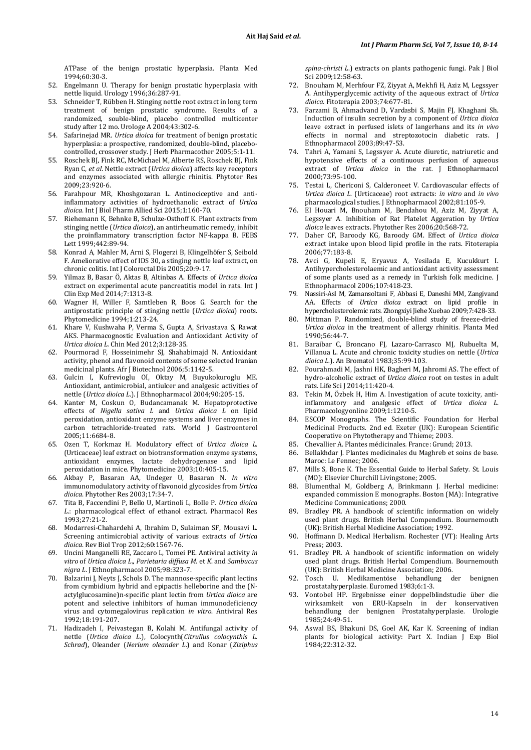ATPase of the benign prostatic hyperplasia. Planta Med 1994;60:30-3.

52. Engelmann U. Therapy for benign prostatic hyperplasia with nettle liquid. Urology 1996;36:287-91.
53. Schneider T, Rübben H. Stinging nettle root extract in long term treatment of benign prostatic syndrome. Results of a randomized, souble-blind, placebo controlled multicenter study after 12 mo. Urologe A 2004;43:302-6.
54. Safarinejad MR. *Urtica dioica* for treatment of benign prostatic hyperplasia: a prospective, randomized, double-blind, placebo-controlled, crossover study. J Herb Pharmacother 2005;5:1-11.
55. Roschek BJ, Fink RC, McMichael M, Alberte RS, Roschek BJ, Fink Ryan C, *et al*. Nettle extract (*Urtica dioica*) affects key receptors and enzymes associated with allergic rhinitis. Phytoter Res 2009;23:920-6.
56. Farahpour MR, Khoshgozaran L. Antinociceptive and anti-inflammatory activities of hydroethanolic extract of *Urtica dioica*. Int J Biol Pharm Allied Sci 2015;1:160-70.
57. Riehemann K, Behnke B, Schulze-Osthoff K. Plant extracts from stinging nettle (*Urtica dioica*), an antirheumatic remedy, inhibit the proinflammatory transcription factor NF-kappa B. FEBS Lett 1999;442:89-94.
58. Konrad A, Mahler M, Arni S, Flogerzi B, Klingelhöfer S, Seibold F. Ameliorative effect of IDS 30, a stinging nettle leaf extract, on chronic colitis. Int J Colorectal Dis 2005;20:9-17.
59. Yilmaz B, Basar Ö, Aktas B, Altinbas A. Effects of *Urtica dioica* extract on experimental acute pancreatitis model in rats. Int J Clin Exp Med 2014;7:1313-8.
60. Wagner H, Willer F, Samtleben R, Boos G. Search for the antiprostatic principle of stinging nettle (*Urtica dioica*) roots. Phytomedicine 1994;1:213-24.
61. Khare V, Kushwaha P, Verma S, Gupta A, Srivastava S, Rawat AKS. Pharmacognostic Evaluation and Antioxidant Activity of *Urtica dioica L*. Chin Med 2012;3:128-35.
62. Pourmorad F, Hosseinimehr SJ, Shahabimajd N. Antioxidant activity, phenol and flavonoid contents of some selected Iranian medicinal plants. Afr J Biotechnol 2006;5:1142-5.
63. Gulcin I, Kufrevioglu OI, Oktay M, Buyukokuroglu ME. Antioxidant, antimicrobial, antiulcer and analgesic activities of nettle (*Urtica dioica L.*). J Ethnopharmacol 2004;90:205-15.
64. Kanter M, Coskun O, Budancamanak M. Hepatoprotective effects of *Nigella sativa L* and *Urtica dioica L* on lipid peroxidation, antioxidant enzyme systems and liver enzymes in carbon tetrachloride-treated rats. World J Gastroenterol 2005;11:6684-8.
65. Ozen T, Korkmaz H. Modulatory effect of *Urtica dioica L*. (Urticaceae) leaf extract on biotransformation enzyme systems, antioxidant enzymes, lactate dehydrogenase and lipid peroxidation in mice. Phytomedicine 2003;10:405-15.
66. Akbay P, Basaran AA, Undeger U, Basaran N. *In vitro* immunomodulatory activity of flavonoid glycosides from *Urtica dioica*. Phytother Res 2003;17:34-7.
67. Tita B, Faccendini P, Bello U, Martinoli L, Bolle P. *Urtica dioica L*.: pharmacological effect of ethanol extract. Pharmacol Res 1993;27:21-2.
68. Modarresi-Chahardehi A, Ibrahim D, Sulaiman SF, Mousavi L. Screening antimicrobial activity of various extracts of *Urtica dioica*. Rev Biol Trop 2012;60:1567-76.
69. Uncini Manganelli RE, Zaccaro L, Tomei PE. Antiviral activity *in vitro* of *Urtica dioica L*., *Parietaria diffusa M.* et *K.* and *Sambucus nigra L*. J Ethnopharmacol 2005;98:323-7.
70. Balzarini J, Neyts J, Schols D. The mannose-specific plant lectins from cymbidium hybrid and epipactis helleborine and the (N-actylglucosamine)n-specific plant lectin from *Urtica dioica* are potent and selective inhibitors of human immunodeficiency virus and cytomegalovirus replication *in vitro*. Antiviral Res 1992;18:191-207.
71. Hadizadeh I, Peivastegan B, Kolahi M. Antifungal activity of nettle (*Urtica dioica L.*), Colocynth(*Citrullus colocynthis L. Schrad*), Oleander (*Nerium oleander L.*) and Konar (*Ziziphus spina-christi L.*) extracts on plants pathogenic fungi. Pak J Biol Sci 2009;12:58-63.
72. Bnouham M, Merhfour FZ, Ziyyat A, Mekhfi H, Aziz M, Legssyer A. Antihyperglycemic activity of the aqueous extract of *Urtica dioica*. Fitoterapia 2003;74:677-81.
73. Farzami B, Ahmadvand D, Vardasbi S, Majin FJ, Khaghani Sh. Induction of insulin secretion by a component of *Urtica dioica* leave extract in perfused islets of langerhans and its *in vivo* effects in normal and streptozotocin diabetic rats. J Ethnopharmacol 2003;89:47-53.
74. Tahri A, Yamani S, Legssyer A. Acute diuretic, natriuretic and hypotensive effects of a continuous perfusion of aqueous extract of *Urtica dioica* in the rat. J Ethnopharmacol 2000;73:95-100.
75. Testai L, Chericoni S, Calderoneet V. Cardiovascular effects of *Urtica dioica L*. (Urticaceae) root extracts: *in vitro* and *in vivo* pharmacological studies. J Ethnopharmacol 2002;81:105-9.
76. El Houari M, Bnouham M, Bendahou M, Aziz M, Ziyyat A, Legssyer A. Inhibition of Rat Platelet Aggeration by *Urtica dioica* leaves extracts. Phytother Res 2006;20:568-72.
77. Daher CF, Baroody KG, Baroody GM. Effect of *Urtica dioica* extract intake upon blood lipid profile in the rats. Fitoterapia 2006;77:183-8.
78. Avci G, Kupeli E, Eryavuz A, Yesilada E, Kucukkurt I. Antihypercholesterolaemic and antioxidant activity assessment of some plants used as a remedy in Turkish folk medicine. J Ethnopharmacol 2006;107:418-23.
79. Nassiri-Asl M, Zamansoltani F, Abbasi E, Daneshi MM, Zangivand AA. Effects of *Urtica dioica* extract on lipid profile in hypercholesterolemic rats. Zhongxiyi Jiehe Xuebao 2009;7:428-33.
80. Mittman P. Randomized, double-blind study of freeze-dried *Urtica dioica* in the treatment of allergy rhinitis. Planta Med 1990;56:44-7.
81. Baraibar C, Broncano FJ, Lazaro-Carrasco MJ, Rubuelta M, Villanua L. Acute and chronic toxicity studies on nettle (*Urtica dioica L.*). An Bromatol 1983;35:99-103.
82. Pourahmadi M, Jashni HK, Bagheri M, Jahromi AS. The effect of hydro-alcoholic extract of *Urtica dioica* root on testes in adult rats. Life Sci J 2014;11:420-4.
83. Tekin M, Özbek H, Him A. Investigation of acute toxicity, anti-inflammatory and analgesic effect of *Urtica dioica L.* Pharmacologyonline 2009;1:1210-5.
84. ESCOP Monographs. The Scientific Foundation for Herbal Medicinal Products. 2nd ed. Exeter (UK): European Scientific Cooperative on Phytotherapy and Thieme; 2003.
85. Chevallier A. Plantes médicinales. France: Grund; 2013.
86. Bellakhdar J. Plantes medicinales du Maghreb et soins de base. Maroc: Le Fennec; 2006.
87. Mills S, Bone K. The Essential Guide to Herbal Safety. St. Louis (MO): Elsevier Churchill Livingstone; 2005.
88. Blumenthal M, Goldberg A, Brinkmann J. Herbal medicine: expanded commission E monographs. Boston (MA): Integrative Medicine Communications; 2000.
89. Bradley PR. A handbook of scientific information on widely used plant drugs. British Herbal Compendium. Bournemouth (UK): British Herbal Medicine Association; 1992.
90. Hoffmann D. Medical Herbalism. Rochester (VT): Healing Arts Press; 2003.
91. Bradley PR. A handbook of scientific information on widely used plant drugs. British Herbal Compendium. Bournemouth (UK): British Herbal Medicine Association; 2006.
92. Tosch U. Medikamentöse behandlung der benignen prostatahyperplasie. Euromed 1983;6:1-3.
93. Vontobel HP. Ergebnisse einer doppelblindstudie über die wirksamkeit von ERU-Kapseln in der konservativen behandlung der benignen Prostatahyperplasie. Urologie 1985;24:49-51.
94. Aswal BS, Bhakuni DS, Goel AK, Kar K. Screening of indian plants for biological activity: Part X. Indian J Exp Biol 1984;22:312-32.